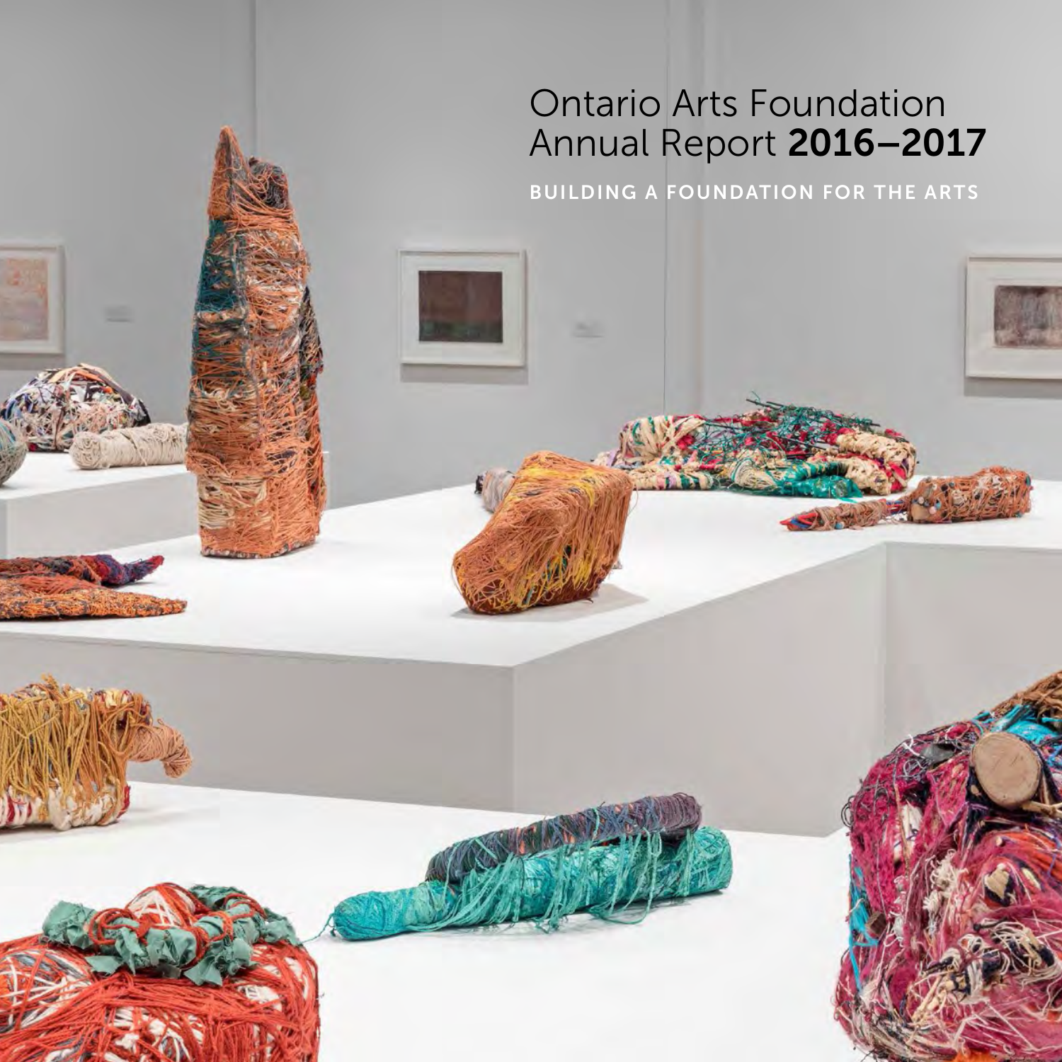# Ontario Arts Foundation Annual Report **2016–2017**

BUILDING A FOUNDATION FOR THE ARTS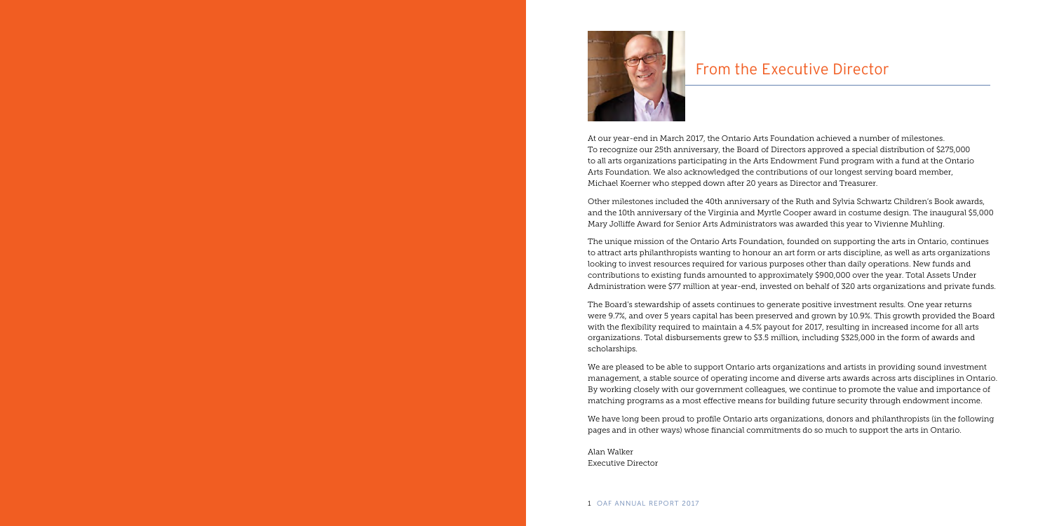## From the Executive Director

At our year-end in March 2017, the Ontario Arts Foundation achieved a number of milestones. To recognize our 25th anniversary, the Board of Directors approved a special distribution of $275,000 to all arts organizations participating in the Arts Endowment Fund program with a fund at the Ontario Arts Foundation. We also acknowledged the contributions of our longest serving board member, Michael Koerner who stepped down after 20 years as Director and Treasurer.

Other milestones included the 40th anniversary of the Ruth and Sylvia Schwartz Children's Book awards, and the 10th anniversary of the Virginia and Myrtle Cooper award in costume design. The inaugural $5,000 Mary Jolliffe Award for Senior Arts Administrators was awarded this year to Vivienne Muhling.

The unique mission of the Ontario Arts Foundation, founded on supporting the arts in Ontario, continues to attract arts philanthropists wanting to honour an art form or arts discipline, as well as arts organizations looking to invest resources required for various purposes other than daily operations. New funds and contributions to existing funds amounted to approximately $900,000 over the year. Total Assets Under Administration were $77 million at year-end, invested on behalf of 320 arts organizations and private funds.

The Board's stewardship of assets continues to generate positive investment results. One year returns were 9.7%, and over 5 years capital has been preserved and grown by 10.9%. This growth provided the Board with the flexibility required to maintain a 4.5% payout for 2017, resulting in increased income for all arts organizations. Total disbursements grew to $3.5 million, including $325,000 in the form of awards and scholarships.

We are pleased to be able to support Ontario arts organizations and artists in providing sound investment management, a stable source of operating income and diverse arts awards across arts disciplines in Ontario. By working closely with our government colleagues, we continue to promote the value and importance of matching programs as a most effective means for building future security through endowment income.

We have long been proud to profile Ontario arts organizations, donors and philanthropists (in the following pages and in other ways) whose financial commitments do so much to support the arts in Ontario.

Alan Walker
Executive Director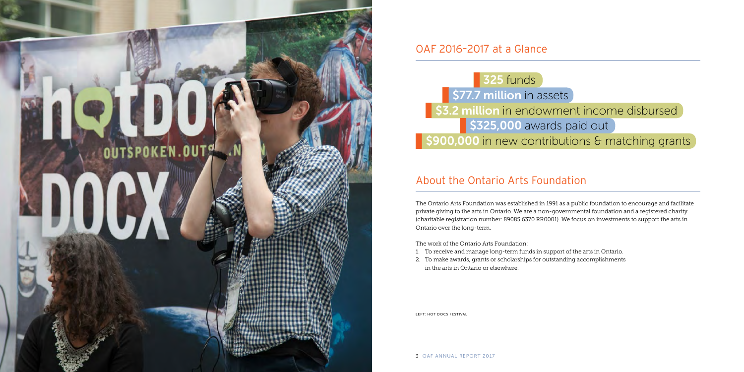## OAF 2016-2017 at a Glance

**325** funds

**$77.7 million** in assets

**$3.2 million** in endowment income disbursed

**$325,000** awards paid out

**$900,000** in new contributions & matching grants

## About the Ontario Arts Foundation

The Ontario Arts Foundation was established in 1991 as a public foundation to encourage and facilitate private giving to the arts in Ontario. We are a non-governmental foundation and a registered charity (charitable registration number: 89085 6370 RR0001). We focus on investments to support the arts in Ontario over the long-term.

The work of the Ontario Arts Foundation:

1. To receive and manage long-term funds in support of the arts in Ontario.
2. To make awards, grants or scholarships for outstanding accomplishments in the arts in Ontario or elsewhere.

LEFT: HOT DOCS FESTIVAL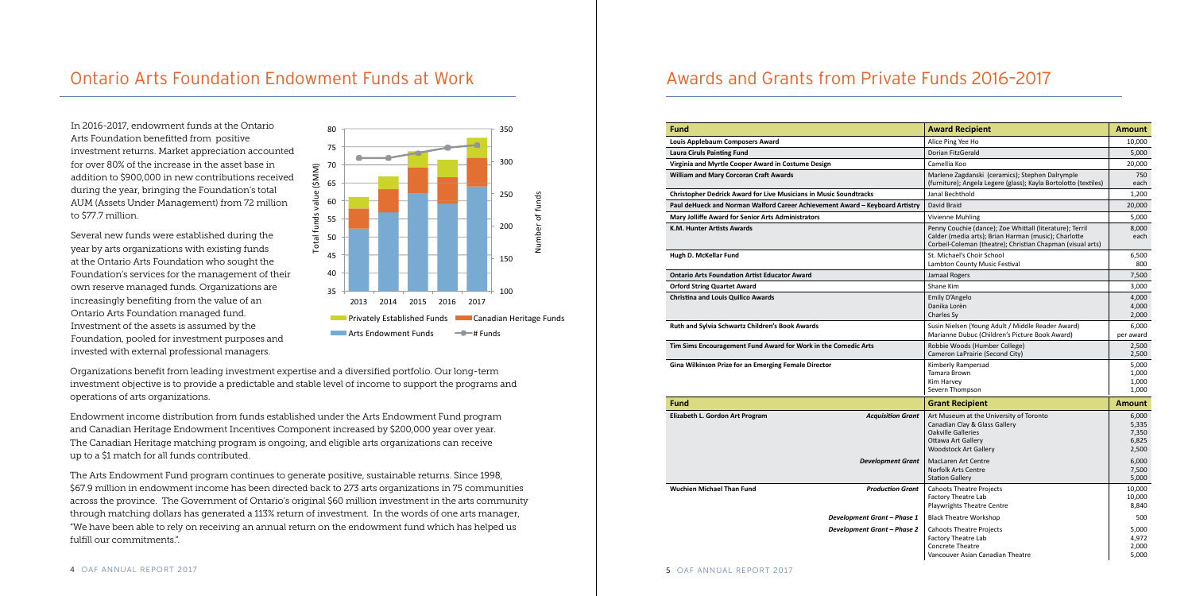## Ontario Arts Foundation Endowment Funds at Work

In 2016-2017, endowment funds at the Ontario Arts Foundation benefitted from positive investment returns. Market appreciation accounted for over 80% of the increase in the asset base in addition to $900,000 in new contributions received during the year, bringing the Foundation's total AUM (Assets Under Management) from 72 million to $77.7 million.

Several new funds were established during the year by arts organizations with existing funds at the Ontario Arts Foundation who sought the Foundation's services for the management of their own reserve managed funds. Organizations are increasingly benefiting from the value of an Ontario Arts Foundation managed fund. Investment of the assets is assumed by the Foundation, pooled for investment purposes and invested with external professional managers.

Organizations benefit from leading investment expertise and a diversified portfolio. Our long-term investment objective is to provide a predictable and stable level of income to support the programs and operations of arts organizations.

Endowment income distribution from funds established under the Arts Endowment Fund program and Canadian Heritage Endowment Incentives Component increased by $200,000 year over year. The Canadian Heritage matching program is ongoing, and eligible arts organizations can receive up to a $1 match for all funds contributed.

The Arts Endowment Fund program continues to generate positive, sustainable returns. Since 1998, $67.9 million in endowment income has been directed back to 273 arts organizations in 75 communities across the province. The Government of Ontario's original $60 million investment in the arts community through matching dollars has generated a 113% return of investment. In the words of one arts manager, "We have been able to rely on receiving an annual return on the endowment fund which has helped us fulfill our commitments.".

## Awards and Grants from Private Funds 2016-2017

| Fund | Award Recipient | Amount |
|---|---|---|
| **Louis Applebaum Composers Award** | Alice Ping Yee Ho | 10,000 |
| **Laura Ciruls Painting Fund** | Dorian FitzGerald | 5,000 |
| **Virginia and Myrtle Cooper Award in Costume Design** | Camellia Koo | 20,000 |
| **William and Mary Corcoran Craft Awards** | Marlene Zagdanski (ceramics); Stephen Dalrymple (furniture); Angela Legere (glass); Kayla Bortolotto (textiles) | 750 each |
| **Christopher Dedrick Award for Live Musicians in Music Soundtracks** | Janal Bechthold | 1,200 |
| **Paul deHueck and Norman Walford Career Achievement Award – Keyboard Artistry** | David Braid | 20,000 |
| **Mary Jolliffe Award for Senior Arts Administrators** | Vivienne Muhling | 5,000 |
| **K.M. Hunter Artists Awards** | Penny Couchie (dance); Zoe Whittall (literature); Terril Calder (media arts); Brian Harman (music); Charlotte Corbeil-Coleman (theatre); Christian Chapman (visual arts) | 8,000 each |
| **Hugh D. McKellar Fund** | St. Michael's Choir School<br>Lambton County Music Festival | 6,500<br>800 |
| **Ontario Arts Foundation Artist Educator Award** | Jamaal Rogers | 7,500 |
| **Orford String Quartet Award** | Shane Kim | 3,000 |
| **Christina and Louis Quilico Awards** | Emily D'Angelo<br>Danika Lorèn<br>Charles Sy | 4,000<br>4,000<br>2,000 |
| **Ruth and Sylvia Schwartz Children's Book Awards** | Susin Nielsen (Young Adult / Middle Reader Award)<br>Marianne Dubuc (Children's Picture Book Award) | 6,000 per award |
| **Tim Sims Encouragement Fund Award for Work in the Comedic Arts** | Robbie Woods (Humber College)<br>Cameron LaPrairie (Second City) | 2,500<br>2,500 |
| **Gina Wilkinson Prize for an Emerging Female Director** | Kimberly Rampersad<br>Tamara Brown<br>Kim Harvey<br>Severn Thompson | 5,000<br>1,000<br>1,000<br>1,000 |

| Fund | | Grant Recipient | Amount |
|---|---|---|---|
| **Elizabeth L. Gordon Art Program** | ***Acquisition Grant*** | Art Museum at the University of Toronto<br>Canadian Clay & Glass Gallery<br>Oakville Galleries<br>Ottawa Art Gallery<br>Woodstock Art Gallery | 6,000<br>5,335<br>7,350<br>6,825<br>2,500 |
| | ***Development Grant*** | MacLaren Art Centre<br>Norfolk Arts Centre<br>Station Gallery | 6,000<br>7,500<br>5,000 |
| **Wuchien Michael Than Fund** | ***Production Grant*** | Cahoots Theatre Projects<br>Factory Theatre Lab<br>Playwrights Theatre Centre | 10,000<br>10,000<br>8,840 |
| | ***Development Grant – Phase 1*** | Black Theatre Workshop | 500 |
| | ***Development Grant – Phase 2*** | Cahoots Theatre Projects<br>Factory Theatre Lab<br>Concrete Theatre<br>Vancouver Asian Canadian Theatre | 5,000<br>4,972<br>2,000<br>5,000 |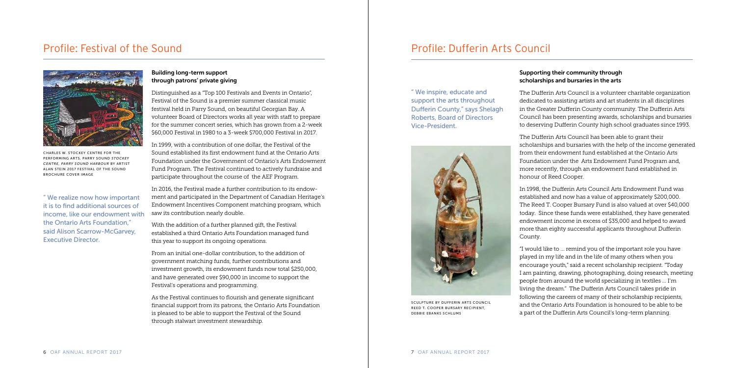# Profile: Festival of the Sound

CHARLES W. STOCKEY CENTRE FOR THE PERFORMING ARTS, PARRY SOUND *STOCKEY CENTRE, PARRY SOUND HARBOUR* BY ARTIST ALAN STEIN 2017 FESTIVAL OF THE SOUND BROCHURE COVER IMAGE

" We realize now how important it is to find additional sources of income, like our endowment with the Ontario Arts Foundation," said Alison Scarrow-McGarvey, Executive Director.

### Building long-term support through patrons' private giving

Distinguished as a "Top 100 Festivals and Events in Ontario", Festival of the Sound is a premier summer classical music festival held in Parry Sound, on beautiful Georgian Bay. A volunteer Board of Directors works all year with staff to prepare for the summer concert series, which has grown from a 2-week $60,000 Festival in 1980 to a 3-week $700,000 Festival in 2017.

In 1999, with a contribution of one dollar, the Festival of the Sound established its first endowment fund at the Ontario Arts Foundation under the Government of Ontario's Arts Endowment Fund Program. The Festival continued to actively fundraise and participate throughout the course of the AEF Program.

In 2016, the Festival made a further contribution to its endowment and participated in the Department of Canadian Heritage's Endowment Incentives Component matching program, which saw its contribution nearly double.

With the addition of a further planned gift, the Festival established a third Ontario Arts Foundation managed fund this year to support its ongoing operations.

From an initial one-dollar contribution, to the addition of government matching funds, further contributions and investment growth, its endowment funds now total $250,000, and have generated over $90,000 in income to support the Festival's operations and programming.

As the Festival continues to flourish and generate significant financial support from its patrons, the Ontario Arts Foundation is pleased to be able to support the Festival of the Sound through stalwart investment stewardship.

# Profile: Dufferin Arts Council

" We inspire, educate and support the arts throughout Dufferin County," says Shelagh Roberts, Board of Directors Vice-President.

SCULPTURE BY DUFFERIN ARTS COUNCIL REED T. COOPER BURSARY RECIPIENT, DEBBIE EBANKS SCHLUMS

### Supporting their community through scholarships and bursaries in the arts

The Dufferin Arts Council is a volunteer charitable organization dedicated to assisting artists and art students in all disciplines in the Greater Dufferin County community. The Dufferin Arts Council has been presenting awards, scholarships and bursaries to deserving Dufferin County high school graduates since 1993.

The Dufferin Arts Council has been able to grant their scholarships and bursaries with the help of the income generated from their endowment fund established at the Ontario Arts Foundation under the Arts Endowment Fund Program and, more recently, through an endowment fund established in honour of Reed Cooper.

In 1998, the Dufferin Arts Council Arts Endowment Fund was established and now has a value of approximately $200,000. The Reed T. Cooper Bursary Fund is also valued at over $40,000 today. Since these funds were established, they have generated endowment income in excess of $35,000 and helped to award more than eighty successful applicants throughout Dufferin County.

"I would like to ... remind you of the important role you have played in my life and in the life of many others when you encourage youth," said a recent scholarship recipient. "Today I am painting, drawing, photographing, doing research, meeting people from around the world specializing in textiles ... I'm living the dream." The Dufferin Arts Council takes pride in following the careers of many of their scholarship recipients, and the Ontario Arts Foundation is honoured to be able to be a part of the Dufferin Arts Council's long-term planning.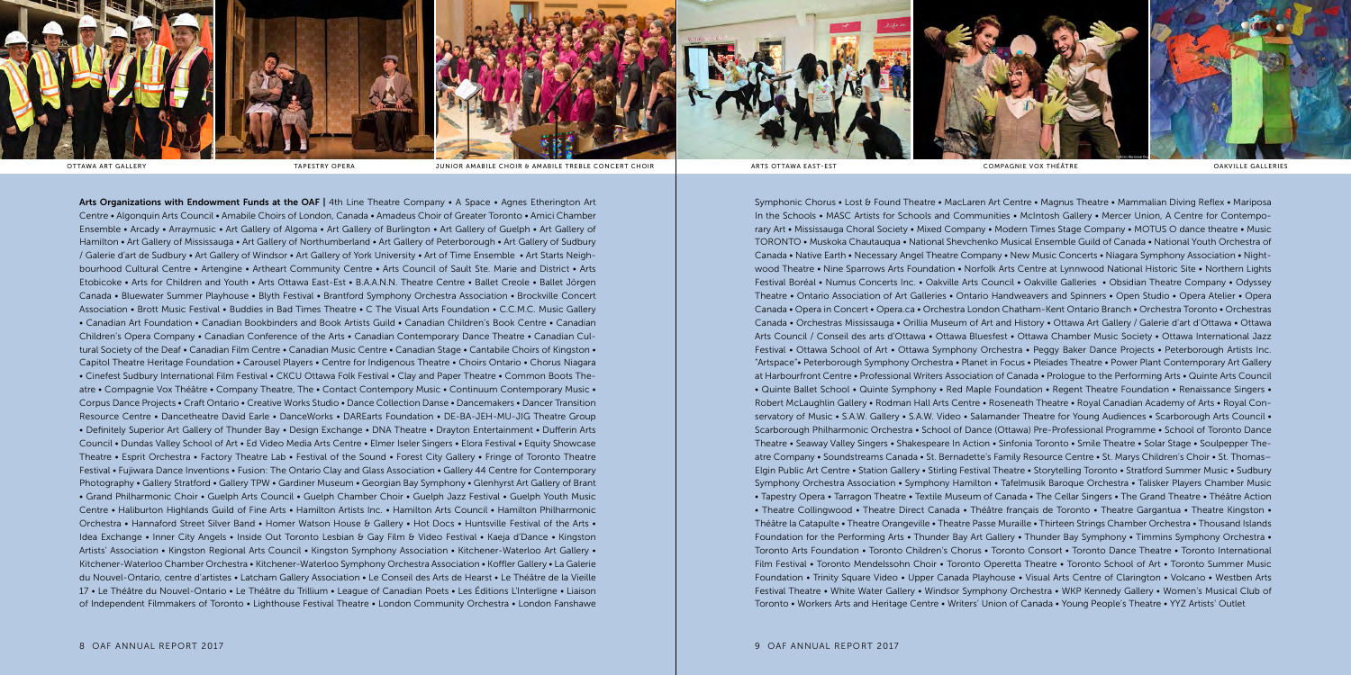OTTAWA ART GALLERY TAPESTRY OPERA JUNIOR AMABILE CHOIR & AMABILE TREBLE CONCERT CHOIR ARTS OTTAWA EAST-EST COMPAGNIE VOX THÉÂTRE OAKVILLE GALLERIES

**Arts Organizations with Endowment Funds at the OAF |** 4th Line Theatre Company • A Space • Agnes Etherington Art Centre • Algonquin Arts Council • Amabile Choirs of London, Canada • Amadeus Choir of Greater Toronto • Amici Chamber Ensemble • Arcady • Arraymusic • Art Gallery of Algoma • Art Gallery of Burlington • Art Gallery of Guelph • Art Gallery of Hamilton • Art Gallery of Mississauga • Art Gallery of Northumberland • Art Gallery of Peterborough • Art Gallery of Sudbury / Galerie d'art de Sudbury • Art Gallery of Windsor • Art Gallery of York University • Art of Time Ensemble • Art Starts Neighbourhood Cultural Centre • Artengine • Artheart Community Centre • Arts Council of Sault Ste. Marie and District • Arts Etobicoke • Arts for Children and Youth • Arts Ottawa East-Est • B.A.A.N.N. Theatre Centre • Ballet Creole • Ballet Jörgen Canada • Bluewater Summer Playhouse • Blyth Festival • Brantford Symphony Orchestra Association • Brockville Concert Association • Brott Music Festival • Buddies in Bad Times Theatre • C The Visual Arts Foundation • C.C.M.C. Music Gallery • Canadian Art Foundation • Canadian Bookbinders and Book Artists Guild • Canadian Children's Book Centre • Canadian Children's Opera Company • Canadian Conference of the Arts • Canadian Contemporary Dance Theatre • Canadian Cultural Society of the Deaf • Canadian Film Centre • Canadian Music Centre • Canadian Stage • Cantabile Choirs of Kingston • Capitol Theatre Heritage Foundation • Carousel Players • Centre for Indigenous Theatre • Choirs Ontario • Chorus Niagara • Cinefest Sudbury International Film Festival • CKCU Ottawa Folk Festival • Clay and Paper Theatre • Common Boots Theatre • Compagnie Vox Théâtre • Company Theatre, The • Contact Contempory Music • Continuum Contemporary Music • Corpus Dance Projects • Craft Ontario • Creative Works Studio • Dance Collection Danse • Dancemakers • Dancer Transition Resource Centre • Dancetheatre David Earle • DanceWorks • DAREarts Foundation • DE-BA-JEH-MU-JIG Theatre Group • Definitely Superior Art Gallery of Thunder Bay • Design Exchange • DNA Theatre • Drayton Entertainment • Dufferin Arts Council • Dundas Valley School of Art • Ed Video Media Arts Centre • Elmer Iseler Singers • Elora Festival • Equity Showcase Theatre • Esprit Orchestra • Factory Theatre Lab • Festival of the Sound • Forest City Gallery • Fringe of Toronto Theatre Festival • Fujiwara Dance Inventions • Fusion: The Ontario Clay and Glass Association • Gallery 44 Centre for Contemporary Photography • Gallery Stratford • Gallery TPW • Gardiner Museum • Georgian Bay Symphony • Glenhyrst Art Gallery of Brant • Grand Philharmonic Choir • Guelph Arts Council • Guelph Chamber Choir • Guelph Jazz Festival • Guelph Youth Music Centre • Haliburton Highlands Guild of Fine Arts • Hamilton Artists Inc. • Hamilton Arts Council • Hamilton Philharmonic Orchestra • Hannaford Street Silver Band • Homer Watson House & Gallery • Hot Docs • Huntsville Festival of the Arts • Idea Exchange • Inner City Angels • Inside Out Toronto Lesbian & Gay Film & Video Festival • Kaeja d'Dance • Kingston Artists' Association • Kingston Regional Arts Council • Kingston Symphony Association • Kitchener-Waterloo Art Gallery • Kitchener-Waterloo Chamber Orchestra • Kitchener-Waterloo Symphony Orchestra Association • Koffler Gallery • La Galerie du Nouvel-Ontario, centre d'artistes • Latcham Gallery Association • Le Conseil des Arts de Hearst • Le Théâtre de la Vieille 17 • Le Théâtre du Nouvel-Ontario • Le Théâtre du Trillium • League of Canadian Poets • Les Éditions L'Interligne • Liaison of Independent Filmmakers of Toronto • Lighthouse Festival Theatre • London Community Orchestra • London Fanshawe Symphonic Chorus • Lost & Found Theatre • MacLaren Art Centre • Magnus Theatre • Mammalian Diving Reflex • Mariposa In the Schools • MASC Artists for Schools and Communities • McIntosh Gallery • Mercer Union, A Centre for Contemporary Art • Mississauga Choral Society • Mixed Company • Modern Times Stage Company • MOTUS O dance theatre • Music TORONTO • Muskoka Chautauqua • National Shevchenko Musical Ensemble Guild of Canada • National Youth Orchestra of Canada • Native Earth • Necessary Angel Theatre Company • New Music Concerts • Niagara Symphony Association • Nightwood Theatre • Nine Sparrows Arts Foundation • Norfolk Arts Centre at Lynnwood National Historic Site • Northern Lights Festival Boréal • Numus Concerts Inc. • Oakville Arts Council • Oakville Galleries • Obsidian Theatre Company • Odyssey Theatre • Ontario Association of Art Galleries • Ontario Handweavers and Spinners • Open Studio • Opera Atelier • Opera Canada • Opera in Concert • Opera.ca • Orchestra London Chatham-Kent Ontario Branch • Orchestra Toronto • Orchestras Canada • Orchestras Mississauga • Orillia Museum of Art and History • Ottawa Art Gallery / Galerie d'art d'Ottawa • Ottawa Arts Council / Conseil des arts d'Ottawa • Ottawa Bluesfest • Ottawa Chamber Music Society • Ottawa International Jazz Festival • Ottawa School of Art • Ottawa Symphony Orchestra • Peggy Baker Dance Projects • Peterborough Artists Inc. "Artspace"• Peterborough Symphony Orchestra • Planet in Focus • Pleiades Theatre • Power Plant Contemporary Art Gallery at Harbourfront Centre • Professional Writers Association of Canada • Prologue to the Performing Arts • Quinte Arts Council • Quinte Ballet School • Quinte Symphony • Red Maple Foundation • Regent Theatre Foundation • Renaissance Singers • Robert McLaughlin Gallery • Rodman Hall Arts Centre • Roseneath Theatre • Royal Canadian Academy of Arts • Royal Conservatory of Music • S.A.W. Gallery • S.A.W. Video • Salamander Theatre for Young Audiences • Scarborough Arts Council • Scarborough Philharmonic Orchestra • School of Dance (Ottawa) Pre-Professional Programme • School of Toronto Dance Theatre • Seaway Valley Singers • Shakespeare In Action • Sinfonia Toronto • Smile Theatre • Solar Stage • Soulpepper Theatre Company • Soundstreams Canada • St. Bernadette's Family Resource Centre • St. Marys Children's Choir • St. Thomas–Elgin Public Art Centre • Station Gallery • Stirling Festival Theatre • Storytelling Toronto • Stratford Summer Music • Sudbury Symphony Orchestra Association • Symphony Hamilton • Tafelmusik Baroque Orchestra • Talisker Players Chamber Music • Tapestry Opera • Tarragon Theatre • Textile Museum of Canada • The Cellar Singers • The Grand Theatre • Théâtre Action • Theatre Collingwood • Theatre Direct Canada • Théâtre français de Toronto • Theatre Gargantua • Theatre Kingston • Théâtre la Catapulte • Theatre Orangeville • Theatre Passe Muraille • Thirteen Strings Chamber Orchestra • Thousand Islands Foundation for the Performing Arts • Thunder Bay Art Gallery • Thunder Bay Symphony • Timmins Symphony Orchestra • Toronto Arts Foundation • Toronto Children's Chorus • Toronto Consort • Toronto Dance Theatre • Toronto International Film Festival • Toronto Mendelssohn Choir • Toronto Operetta Theatre • Toronto School of Art • Toronto Summer Music Foundation • Trinity Square Video • Upper Canada Playhouse • Visual Arts Centre of Clarington • Volcano • Westben Arts Festival Theatre • White Water Gallery • Windsor Symphony Orchestra • WKP Kennedy Gallery • Women's Musical Club of Toronto • Workers Arts and Heritage Centre • Writers' Union of Canada • Young People's Theatre • YYZ Artists' Outlet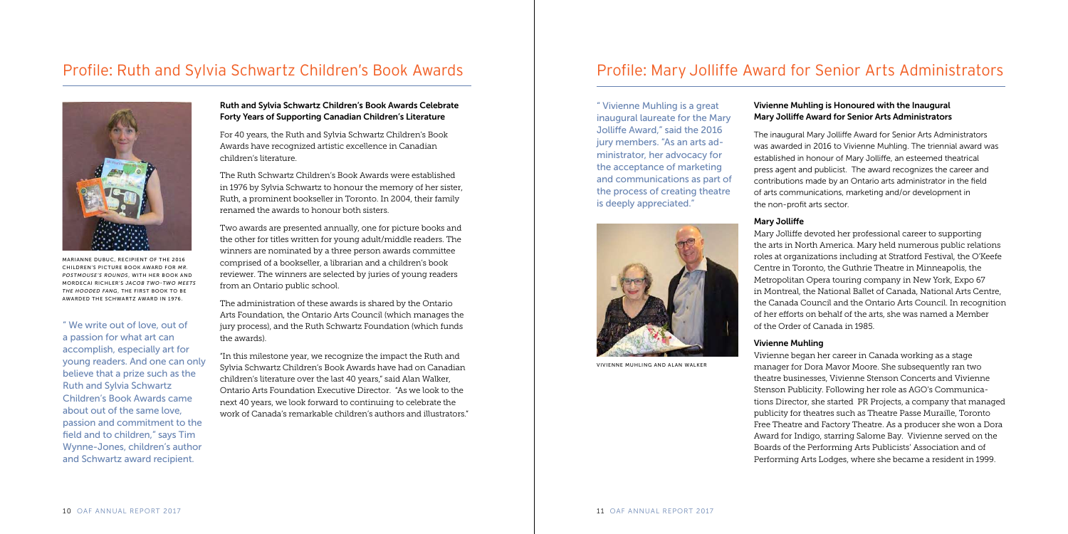# Profile: Ruth and Sylvia Schwartz Children's Book Awards

MARIANNE DUBUC, RECIPIENT OF THE 2016 CHILDREN'S PICTURE BOOK AWARD FOR *MR. POSTMOUSE'S ROUNDS*, WITH HER BOOK AND MORDECAI RICHLER'S *JACOB TWO-TWO MEETS THE HOODED FANG*, THE FIRST BOOK TO BE AWARDED THE SCHWARTZ AWARD IN 1976.

" We write out of love, out of a passion for what art can accomplish, especially art for young readers. And one can only believe that a prize such as the Ruth and Sylvia Schwartz Children's Book Awards came about out of the same love, passion and commitment to the field and to children," says Tim Wynne-Jones, children's author and Schwartz award recipient.

### Ruth and Sylvia Schwartz Children's Book Awards Celebrate Forty Years of Supporting Canadian Children's Literature

For 40 years, the Ruth and Sylvia Schwartz Children's Book Awards have recognized artistic excellence in Canadian children's literature.

The Ruth Schwartz Children's Book Awards were established in 1976 by Sylvia Schwartz to honour the memory of her sister, Ruth, a prominent bookseller in Toronto. In 2004, their family renamed the awards to honour both sisters.

Two awards are presented annually, one for picture books and the other for titles written for young adult/middle readers. The winners are nominated by a three person awards committee comprised of a bookseller, a librarian and a children's book reviewer. The winners are selected by juries of young readers from an Ontario public school.

The administration of these awards is shared by the Ontario Arts Foundation, the Ontario Arts Council (which manages the jury process), and the Ruth Schwartz Foundation (which funds the awards).

"In this milestone year, we recognize the impact the Ruth and Sylvia Schwartz Children's Book Awards have had on Canadian children's literature over the last 40 years," said Alan Walker, Ontario Arts Foundation Executive Director. "As we look to the next 40 years, we look forward to continuing to celebrate the work of Canada's remarkable children's authors and illustrators."

# Profile: Mary Jolliffe Award for Senior Arts Administrators

" Vivienne Muhling is a great inaugural laureate for the Mary Jolliffe Award," said the 2016 jury members. "As an arts administrator, her advocacy for the acceptance of marketing and communications as part of the process of creating theatre is deeply appreciated."

VIVIENNE MUHLING AND ALAN WALKER

### Vivienne Muhling is Honoured with the Inaugural Mary Jolliffe Award for Senior Arts Administrators

The inaugural Mary Jolliffe Award for Senior Arts Administrators was awarded in 2016 to Vivienne Muhling. The triennial award was established in honour of Mary Jolliffe, an esteemed theatrical press agent and publicist. The award recognizes the career and contributions made by an Ontario arts administrator in the field of arts communications, marketing and/or development in the non-profit arts sector.

### Mary Jolliffe

Mary Jolliffe devoted her professional career to supporting the arts in North America. Mary held numerous public relations roles at organizations including at Stratford Festival, the O'Keefe Centre in Toronto, the Guthrie Theatre in Minneapolis, the Metropolitan Opera touring company in New York, Expo 67 in Montreal, the National Ballet of Canada, National Arts Centre, the Canada Council and the Ontario Arts Council. In recognition of her efforts on behalf of the arts, she was named a Member of the Order of Canada in 1985.

### Vivienne Muhling

Vivienne began her career in Canada working as a stage manager for Dora Mavor Moore. She subsequently ran two theatre businesses, Vivienne Stenson Concerts and Vivienne Stenson Publicity. Following her role as AGO's Communications Director, she started PR Projects, a company that managed publicity for theatres such as Theatre Passe Muraille, Toronto Free Theatre and Factory Theatre. As a producer she won a Dora Award for Indigo, starring Salome Bay. Vivienne served on the Boards of the Performing Arts Publicists' Association and of Performing Arts Lodges, where she became a resident in 1999.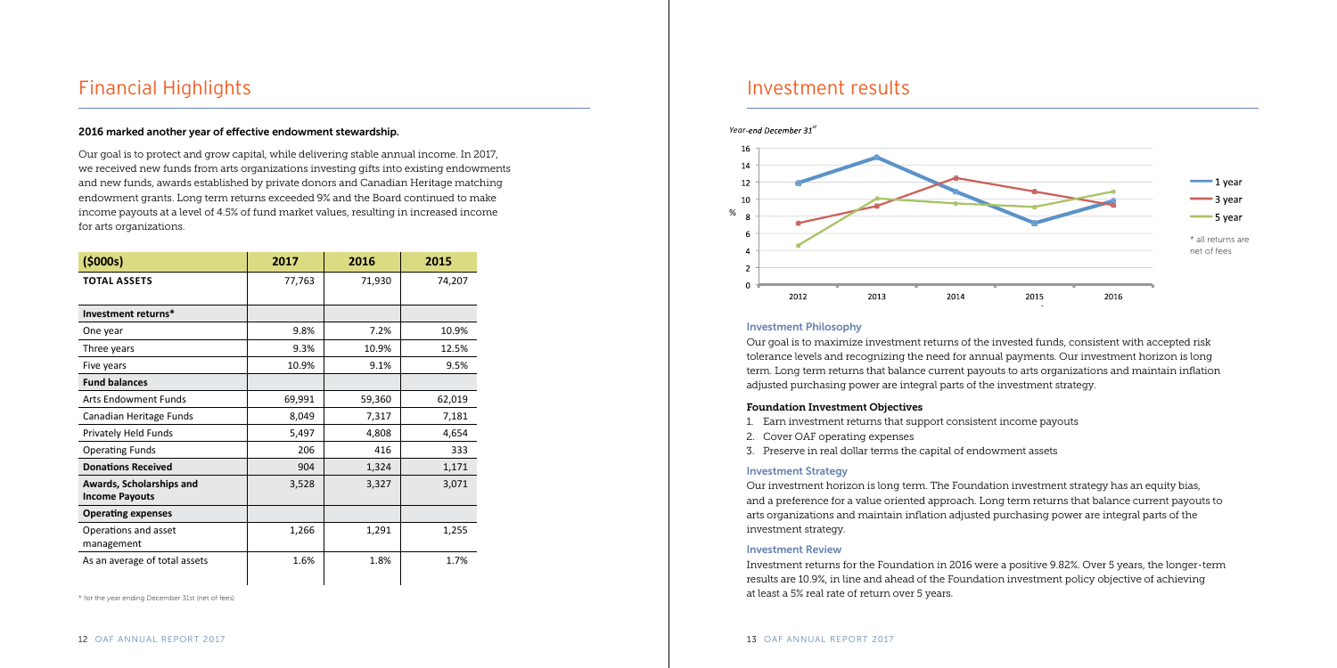# Financial Highlights

**2016 marked another year of effective endowment stewardship.**

Our goal is to protect and grow capital, while delivering stable annual income. In 2017, we received new funds from arts organizations investing gifts into existing endowments and new funds, awards established by private donors and Canadian Heritage matching endowment grants. Long term returns exceeded 9% and the Board continued to make income payouts at a level of 4.5% of fund market values, resulting in increased income for arts organizations.

| ($000s) | 2017 | 2016 | 2015 |
|---|---|---|---|
| **TOTAL ASSETS** | 77,763 | 71,930 | 74,207 |
| **Investment returns*** | | | |
| One year | 9.8% | 7.2% | 10.9% |
| Three years | 9.3% | 10.9% | 12.5% |
| Five years | 10.9% | 9.1% | 9.5% |
| **Fund balances** | | | |
| Arts Endowment Funds | 69,991 | 59,360 | 62,019 |
| Canadian Heritage Funds | 8,049 | 7,317 | 7,181 |
| Privately Held Funds | 5,497 | 4,808 | 4,654 |
| Operating Funds | 206 | 416 | 333 |
| **Donations Received** | 904 | 1,324 | 1,171 |
| **Awards, Scholarships and Income Payouts** | 3,528 | 3,327 | 3,071 |
| **Operating expenses** | | | |
| Operations and asset management | 1,266 | 1,291 | 1,255 |
| As an average of total assets | 1.6% | 1.8% | 1.7% |

* for the year ending December 31st (net of fees)

# Investment results

*Year-end December 31st*

* all returns are net of fees

### Investment Philosophy

Our goal is to maximize investment returns of the invested funds, consistent with accepted risk tolerance levels and recognizing the need for annual payments. Our investment horizon is long term. Long term returns that balance current payouts to arts organizations and maintain inflation adjusted purchasing power are integral parts of the investment strategy.

### Foundation Investment Objectives

1. Earn investment returns that support consistent income payouts
2. Cover OAF operating expenses
3. Preserve in real dollar terms the capital of endowment assets

### Investment Strategy

Our investment horizon is long term. The Foundation investment strategy has an equity bias, and a preference for a value oriented approach. Long term returns that balance current payouts to arts organizations and maintain inflation adjusted purchasing power are integral parts of the investment strategy.

### Investment Review

Investment returns for the Foundation in 2016 were a positive 9.82%. Over 5 years, the longer-term results are 10.9%, in line and ahead of the Foundation investment policy objective of achieving at least a 5% real rate of return over 5 years.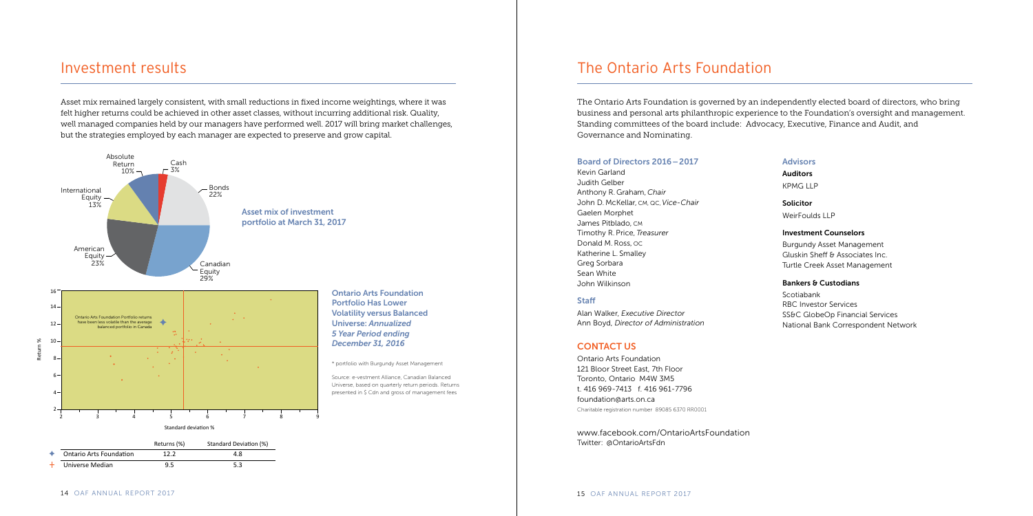# Investment results

Asset mix remained largely consistent, with small reductions in fixed income weightings, where it was felt higher returns could be achieved in other asset classes, without incurring additional risk. Quality, well managed companies held by our managers have performed well. 2017 will bring market challenges, but the strategies employed by each manager are expected to preserve and grow capital.

**Asset mix of investment portfolio at March 31, 2017**

| Asset class | % |
|---|---|
| Cash | 3% |
| Bonds | 22% |
| Canadian Equity | 29% |
| American Equity | 23% |
| International Equity | 13% |
| Absolute Return | 10% |

**Ontario Arts Foundation Portfolio Has Lower Volatility versus Balanced Universe: *Annualized 5 Year Period ending December 31, 2016***

Ontario Arts Foundation Portfolio returns have been less volatile than the average balanced portfolio in Canada

|  | Returns (%) | Standard Deviation (%) |
|---|---|---|
| ✦ Ontario Arts Foundation | 12.2 | 4.8 |
| + Universe Median | 9.5 | 5.3 |

\* portfolio with Burgundy Asset Management

Source: e-vestment Alliance, Canadian Balanced Universe, based on quarterly return periods. Returns presented in $ Cdn and gross of management fees

# The Ontario Arts Foundation

The Ontario Arts Foundation is governed by an independently elected board of directors, who bring business and personal arts philanthropic experience to the Foundation's oversight and management. Standing committees of the board include: Advocacy, Executive, Finance and Audit, and Governance and Nominating.

### Board of Directors 2016 – 2017

Kevin Garland
Judith Gelber
Anthony R. Graham, *Chair*
John D. McKellar, CM, QC, *Vice-Chair*
Gaelen Morphet
James Pitblado, CM
Timothy R. Price, *Treasurer*
Donald M. Ross, OC
Katherine L. Smalley
Greg Sorbara
Sean White
John Wilkinson

### Staff

Alan Walker, *Executive Director*
Ann Boyd, *Director of Administration*

### CONTACT US

Ontario Arts Foundation
121 Bloor Street East, 7th Floor
Toronto, Ontario M4W 3M5
t. 416 969-7413 f. 416 961-7796
foundation@arts.on.ca
Charitable registration number 89085 6370 RR0001

www.facebook.com/OntarioArtsFoundation
Twitter: @OntarioArtsFdn

### Advisors

**Auditors**
KPMG LLP

**Solicitor**
WeirFoulds LLP

**Investment Counselors**
Burgundy Asset Management
Gluskin Sheff & Associates Inc.
Turtle Creek Asset Management

**Bankers & Custodians**
Scotiabank
RBC Investor Services
SS&C GlobeOp Financial Services
National Bank Correspondent Network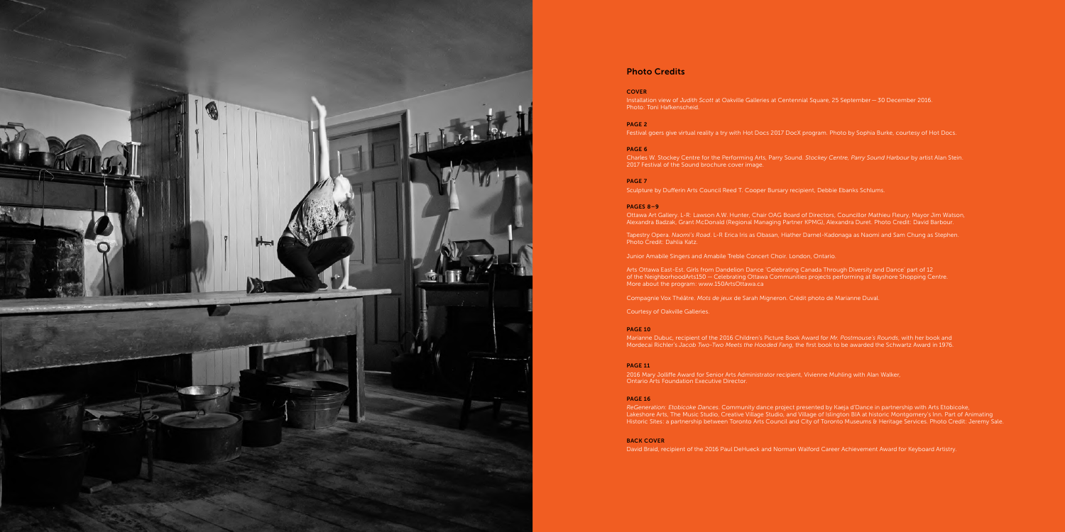## Photo Credits

### COVER

Installation view of *Judith Scott* at Oakville Galleries at Centennial Square, 25 September – 30 December 2016. Photo: Toni Hafkenscheid.

### PAGE 2

Festival goers give virtual reality a try with Hot Docs 2017 DocX program. Photo by Sophia Burke, courtesy of Hot Docs.

### PAGE 6

Charles W. Stockey Centre for the Performing Arts, Parry Sound. *Stockey Centre, Parry Sound Harbour* by artist Alan Stein. 2017 Festival of the Sound brochure cover image.

### PAGE 7

Sculpture by Dufferin Arts Council Reed T. Cooper Bursary recipient, Debbie Ebanks Schlums.

### PAGES 8–9

Ottawa Art Gallery. L-R: Lawson A.W. Hunter, Chair OAG Board of Directors, Councillor Mathieu Fleury, Mayor Jim Watson, Alexandra Badzak, Grant McDonald (Regional Managing Partner KPMG), Alexandra Duret. Photo Credit: David Barbour.

Tapestry Opera. *Naomi's Road*. L-R Erica Iris as Obasan, Hiather Darnel-Kadonaga as Naomi and Sam Chung as Stephen. Photo Credit: Dahlia Katz.

Junior Amabile Singers and Amabile Treble Concert Choir. London, Ontario.

Arts Ottawa East-Est. Girls from Dandelion Dance 'Celebrating Canada Through Diversity and Dance' part of 12 of the NeighborhoodArts150 — Celebrating Ottawa Communities projects performing at Bayshore Shopping Centre. More about the program: www.150ArtsOttawa.ca

Compagnie Vox Théâtre. *Mots de jeux* de Sarah Migneron. Crédit photo de Marianne Duval.

Courtesy of Oakville Galleries.

### PAGE 10

Marianne Dubuc, recipient of the 2016 Children's Picture Book Award for *Mr. Postmouse's Rounds*, with her book and Mordecai Richler's *Jacob Two-Two Meets the Hooded Fang*, the first book to be awarded the Schwartz Award in 1976.

### PAGE 11

2016 Mary Jolliffe Award for Senior Arts Administrator recipient, Vivienne Muhling with Alan Walker, Ontario Arts Foundation Executive Director.

### PAGE 16

*ReGeneration: Etobicoke Dances*. Community dance project presented by Kaeja d'Dance in partnership with Arts Etobicoke, Lakeshore Arts, The Music Studio, Creative Village Studio, and Village of Islington BIA at historic Montgomery's Inn. Part of Animating Historic Sites: a partnership between Toronto Arts Council and City of Toronto Museums & Heritage Services. Photo Credit: Jeremy Sale.

### BACK COVER

David Braid, recipient of the 2016 Paul DeHueck and Norman Walford Career Achievement Award for Keyboard Artistry.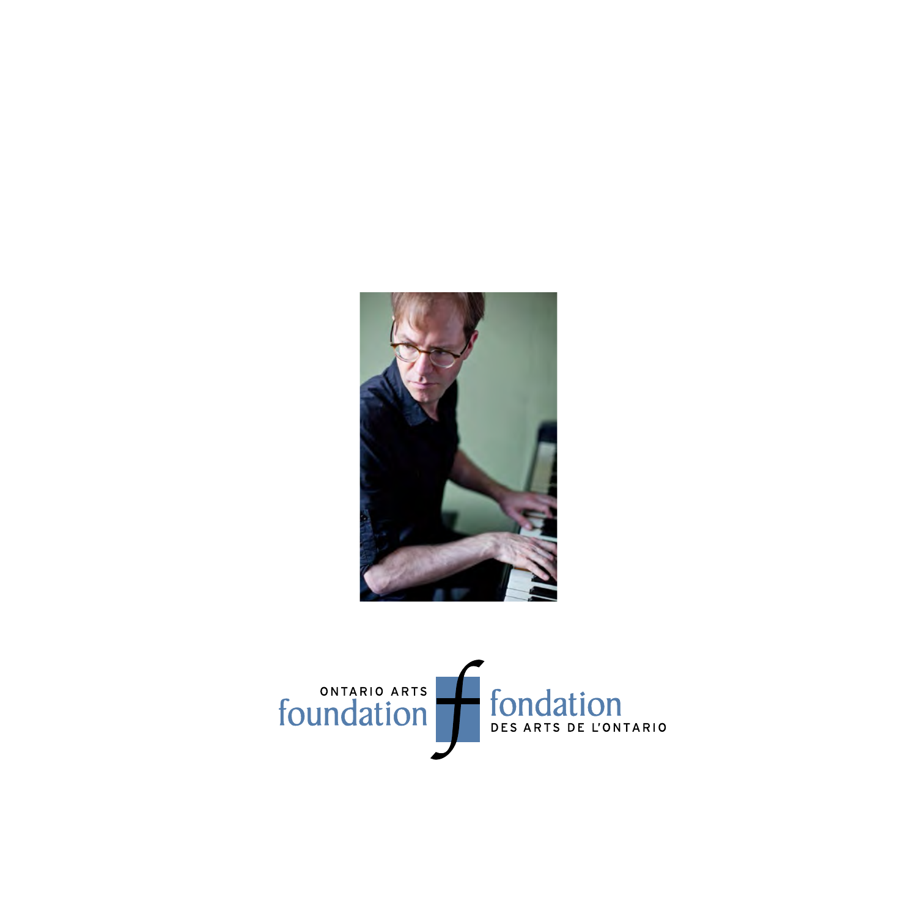ONTARIO ARTS
foundation

fondation
DES ARTS DE L'ONTARIO